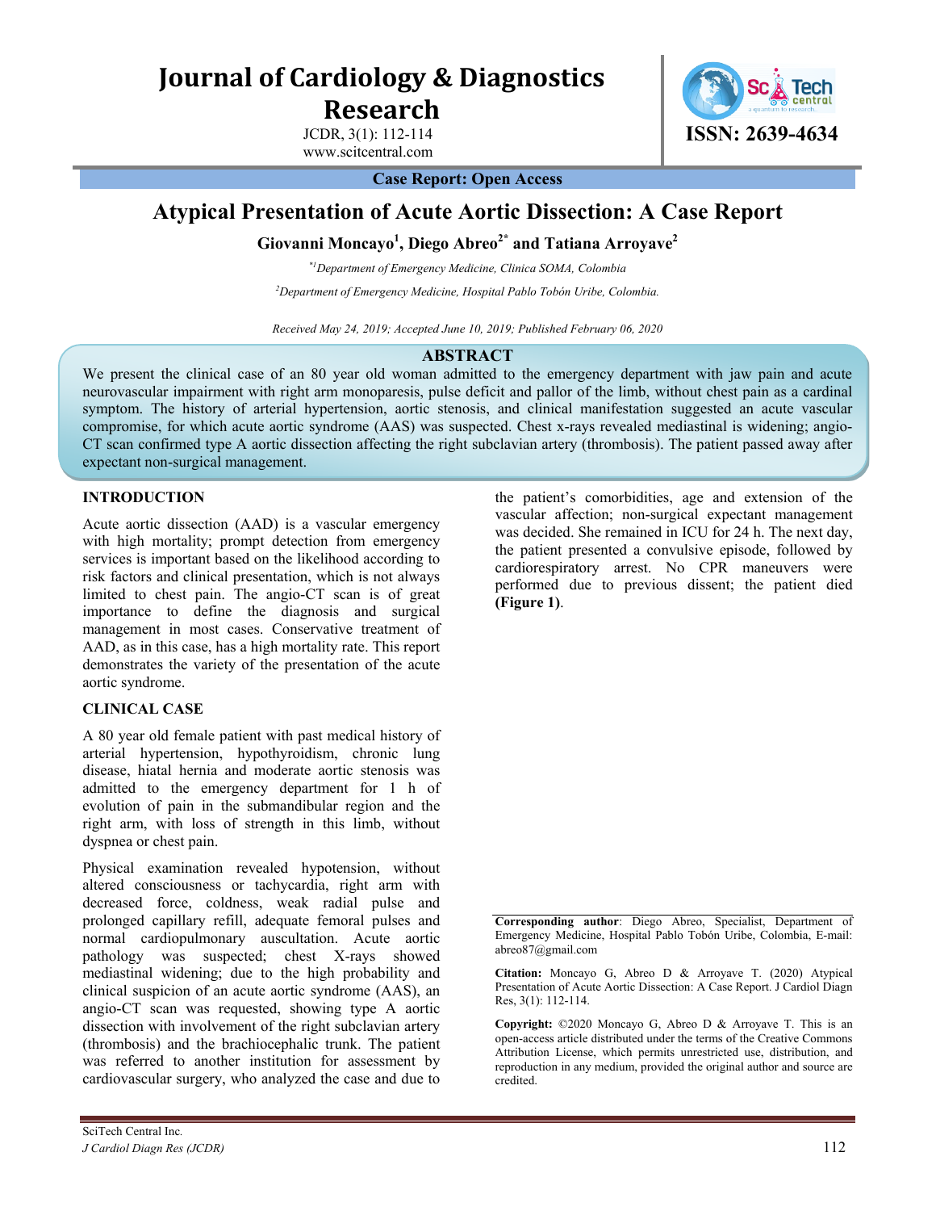# Journal of Cardiology & Diagnostics Research

ISSN: 2639-4634

**Case Report: Open Access**

# Atypical Presentation of Acute Aortic Dissection: A Case Report

**Giovanni Moncayo[1], Diego Abreo[2*] and Tatiana Arroyave[2]**

*[*1]Department of Emergency Medicine, Clinica SOMA, Colombia*

*[2]Department of Emergency Medicine, Hospital Pablo Tobón Uribe, Colombia.*

*Received May 24, 2019; Accepted June 10, 2019; Published February 06, 2020*

## ABSTRACT

We present the clinical case of an 80 year old woman admitted to the emergency department with jaw pain and acute neurovascular impairment with right arm monoparesis, pulse deficit and pallor of the limb, without chest pain as a cardinal symptom. The history of arterial hypertension, aortic stenosis, and clinical manifestation suggested an acute vascular compromise, for which acute aortic syndrome (AAS) was suspected. Chest x-rays revealed mediastinal is widening; angio-CT scan confirmed type A aortic dissection affecting the right subclavian artery (thrombosis). The patient passed away after expectant non-surgical management.

## INTRODUCTION

Acute aortic dissection (AAD) is a vascular emergency with high mortality; prompt detection from emergency services is important based on the likelihood according to risk factors and clinical presentation, which is not always limited to chest pain. The angio-CT scan is of great importance to define the diagnosis and surgical management in most cases. Conservative treatment of AAD, as in this case, has a high mortality rate. This report demonstrates the variety of the presentation of the acute aortic syndrome.

## CLINICAL CASE

A 80 year old female patient with past medical history of arterial hypertension, hypothyroidism, chronic lung disease, hiatal hernia and moderate aortic stenosis was admitted to the emergency department for 1 h of evolution of pain in the submandibular region and the right arm, with loss of strength in this limb, without dyspnea or chest pain.

Physical examination revealed hypotension, without altered consciousness or tachycardia, right arm with decreased force, coldness, weak radial pulse and prolonged capillary refill, adequate femoral pulses and normal cardiopulmonary auscultation. Acute aortic pathology was suspected; chest X-rays showed mediastinal widening; due to the high probability and clinical suspicion of an acute aortic syndrome (AAS), an angio-CT scan was requested, showing type A aortic dissection with involvement of the right subclavian artery (thrombosis) and the brachiocephalic trunk. The patient was referred to another institution for assessment by cardiovascular surgery, who analyzed the case and due to the patient's comorbidities, age and extension of the vascular affection; non-surgical expectant management was decided. She remained in ICU for 24 h. The next day, the patient presented a convulsive episode, followed by cardiorespiratory arrest. No CPR maneuvers were performed due to previous dissent; the patient died **(Figure 1)**.

**Corresponding author**: Diego Abreo, Specialist, Department of Emergency Medicine, Hospital Pablo Tobón Uribe, Colombia, E-mail: abreo87@gmail.com

**Citation:** Moncayo G, Abreo D & Arroyave T. (2020) Atypical Presentation of Acute Aortic Dissection: A Case Report. J Cardiol Diagn Res, 3(1): 112-114.

**Copyright:** ©2020 Moncayo G, Abreo D & Arroyave T. This is an open-access article distributed under the terms of the Creative Commons Attribution License, which permits unrestricted use, distribution, and reproduction in any medium, provided the original author and source are credited.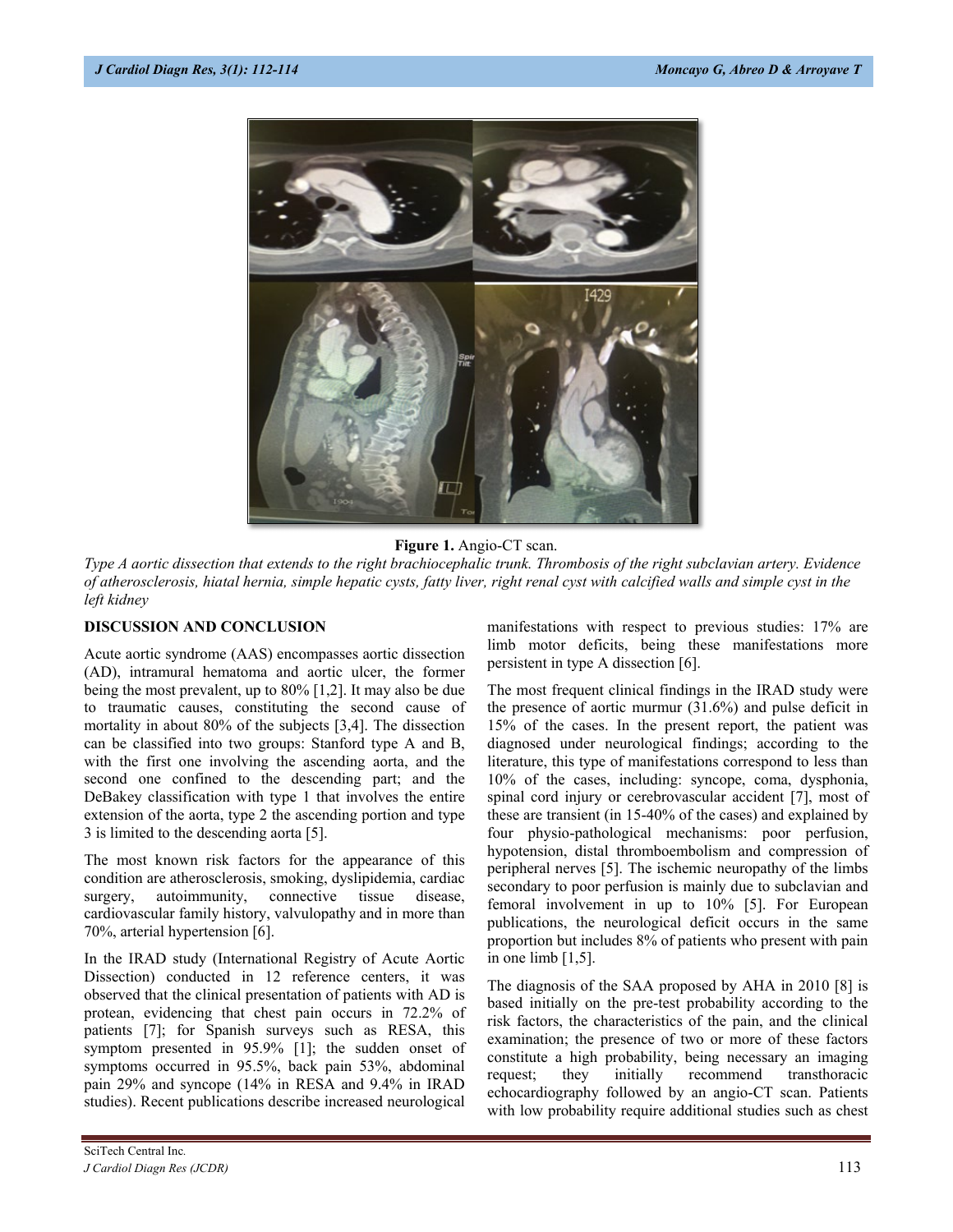**Figure 1.** Angio-CT scan.

*Type A aortic dissection that extends to the right brachiocephalic trunk. Thrombosis of the right subclavian artery. Evidence of atherosclerosis, hiatal hernia, simple hepatic cysts, fatty liver, right renal cyst with calcified walls and simple cyst in the left kidney*

## DISCUSSION AND CONCLUSION

Acute aortic syndrome (AAS) encompasses aortic dissection (AD), intramural hematoma and aortic ulcer, the former being the most prevalent, up to 80% [1,2]. It may also be due to traumatic causes, constituting the second cause of mortality in about 80% of the subjects [3,4]. The dissection can be classified into two groups: Stanford type A and B, with the first one involving the ascending aorta, and the second one confined to the descending part; and the DeBakey classification with type 1 that involves the entire extension of the aorta, type 2 the ascending portion and type 3 is limited to the descending aorta [5].

The most known risk factors for the appearance of this condition are atherosclerosis, smoking, dyslipidemia, cardiac surgery, autoimmunity, connective tissue disease, cardiovascular family history, valvulopathy and in more than 70%, arterial hypertension [6].

In the IRAD study (International Registry of Acute Aortic Dissection) conducted in 12 reference centers, it was observed that the clinical presentation of patients with AD is protean, evidencing that chest pain occurs in 72.2% of patients [7]; for Spanish surveys such as RESA, this symptom presented in 95.9% [1]; the sudden onset of symptoms occurred in 95.5%, back pain 53%, abdominal pain 29% and syncope (14% in RESA and 9.4% in IRAD studies). Recent publications describe increased neurological manifestations with respect to previous studies: 17% are limb motor deficits, being these manifestations more persistent in type A dissection [6].

The most frequent clinical findings in the IRAD study were the presence of aortic murmur (31.6%) and pulse deficit in 15% of the cases. In the present report, the patient was diagnosed under neurological findings; according to the literature, this type of manifestations correspond to less than 10% of the cases, including: syncope, coma, dysphonia, spinal cord injury or cerebrovascular accident [7], most of these are transient (in 15-40% of the cases) and explained by four physio-pathological mechanisms: poor perfusion, hypotension, distal thromboembolism and compression of peripheral nerves [5]. The ischemic neuropathy of the limbs secondary to poor perfusion is mainly due to subclavian and femoral involvement in up to 10% [5]. For European publications, the neurological deficit occurs in the same proportion but includes 8% of patients who present with pain in one limb [1,5].

The diagnosis of the SAA proposed by AHA in 2010 [8] is based initially on the pre-test probability according to the risk factors, the characteristics of the pain, and the clinical examination; the presence of two or more of these factors constitute a high probability, being necessary an imaging request; they initially recommend transthoracic echocardiography followed by an angio-CT scan. Patients with low probability require additional studies such as chest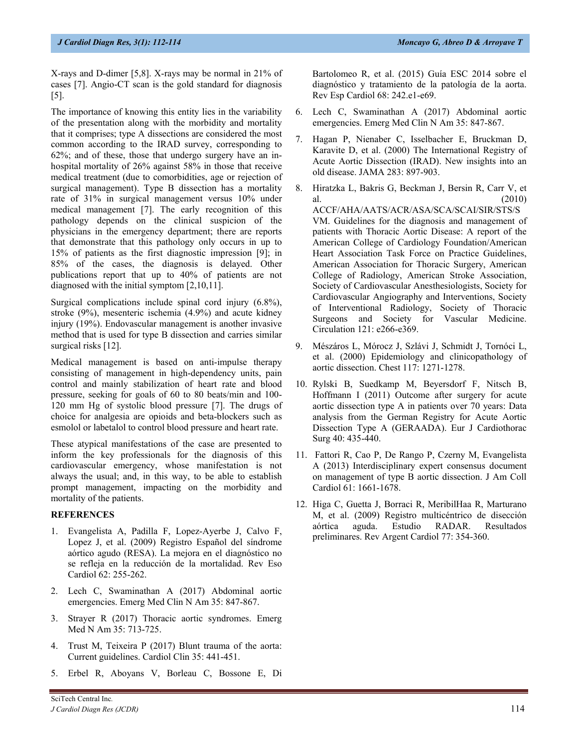X-rays and D-dimer [5,8]. X-rays may be normal in 21% of cases [7]. Angio-CT scan is the gold standard for diagnosis [5].

The importance of knowing this entity lies in the variability of the presentation along with the morbidity and mortality that it comprises; type A dissections are considered the most common according to the IRAD survey, corresponding to 62%; and of these, those that undergo surgery have an in-hospital mortality of 26% against 58% in those that receive medical treatment (due to comorbidities, age or rejection of surgical management). Type B dissection has a mortality rate of 31% in surgical management versus 10% under medical management [7]. The early recognition of this pathology depends on the clinical suspicion of the physicians in the emergency department; there are reports that demonstrate that this pathology only occurs in up to 15% of patients as the first diagnostic impression [9]; in 85% of the cases, the diagnosis is delayed. Other publications report that up to 40% of patients are not diagnosed with the initial symptom [2,10,11].

Surgical complications include spinal cord injury (6.8%), stroke (9%), mesenteric ischemia (4.9%) and acute kidney injury (19%). Endovascular management is another invasive method that is used for type B dissection and carries similar surgical risks [12].

Medical management is based on anti-impulse therapy consisting of management in high-dependency units, pain control and mainly stabilization of heart rate and blood pressure, seeking for goals of 60 to 80 beats/min and 100-120 mm Hg of systolic blood pressure [7]. The drugs of choice for analgesia are opioids and beta-blockers such as esmolol or labetalol to control blood pressure and heart rate.

These atypical manifestations of the case are presented to inform the key professionals for the diagnosis of this cardiovascular emergency, whose manifestation is not always the usual; and, in this way, to be able to establish prompt management, impacting on the morbidity and mortality of the patients.

## REFERENCES

1. Evangelista A, Padilla F, Lopez-Ayerbe J, Calvo F, Lopez J, et al. (2009) Registro Español del síndrome aórtico agudo (RESA). La mejora en el diagnóstico no se refleja en la reducción de la mortalidad. Rev Eso Cardiol 62: 255-262.
2. Lech C, Swaminathan A (2017) Abdominal aortic emergencies. Emerg Med Clin N Am 35: 847-867.
3. Strayer R (2017) Thoracic aortic syndromes. Emerg Med N Am 35: 713-725.
4. Trust M, Teixeira P (2017) Blunt trauma of the aorta: Current guidelines. Cardiol Clin 35: 441-451.
5. Erbel R, Aboyans V, Borleau C, Bossone E, Di Bartolomeo R, et al. (2015) Guía ESC 2014 sobre el diagnóstico y tratamiento de la patología de la aorta. Rev Esp Cardiol 68: 242.e1-e69.
6. Lech C, Swaminathan A (2017) Abdominal aortic emergencies. Emerg Med Clin N Am 35: 847-867.
7. Hagan P, Nienaber C, Isselbacher E, Bruckman D, Karavite D, et al. (2000) The International Registry of Acute Aortic Dissection (IRAD). New insights into an old disease. JAMA 283: 897-903.
8. Hiratzka L, Bakris G, Beckman J, Bersin R, Carr V, et al. (2010) ACCF/AHA/AATS/ACR/ASA/SCA/SCAI/SIR/STS/SVM. Guidelines for the diagnosis and management of patients with Thoracic Aortic Disease: A report of the American College of Cardiology Foundation/American Heart Association Task Force on Practice Guidelines, American Association for Thoracic Surgery, American College of Radiology, American Stroke Association, Society of Cardiovascular Anesthesiologists, Society for Cardiovascular Angiography and Interventions, Society of Interventional Radiology, Society of Thoracic Surgeons and Society for Vascular Medicine. Circulation 121: e266-e369.
9. Mészáros L, Mórocz J, Szlávi J, Schmidt J, Tornóci L, et al. (2000) Epidemiology and clinicopathology of aortic dissection. Chest 117: 1271-1278.
10. Rylski B, Suedkamp M, Beyersdorf F, Nitsch B, Hoffmann I (2011) Outcome after surgery for acute aortic dissection type A in patients over 70 years: Data analysis from the German Registry for Acute Aortic Dissection Type A (GERAADA). Eur J Cardiothorac Surg 40: 435-440.
11. Fattori R, Cao P, De Rango P, Czerny M, Evangelista A (2013) Interdisciplinary expert consensus document on management of type B aortic dissection. J Am Coll Cardiol 61: 1661-1678.
12. Higa C, Guetta J, Borraci R, MeribilHaa R, Marturano M, et al. (2009) Registro multicéntrico de disección aórtica aguda. Estudio RADAR. Resultados preliminares. Rev Argent Cardiol 77: 354-360.